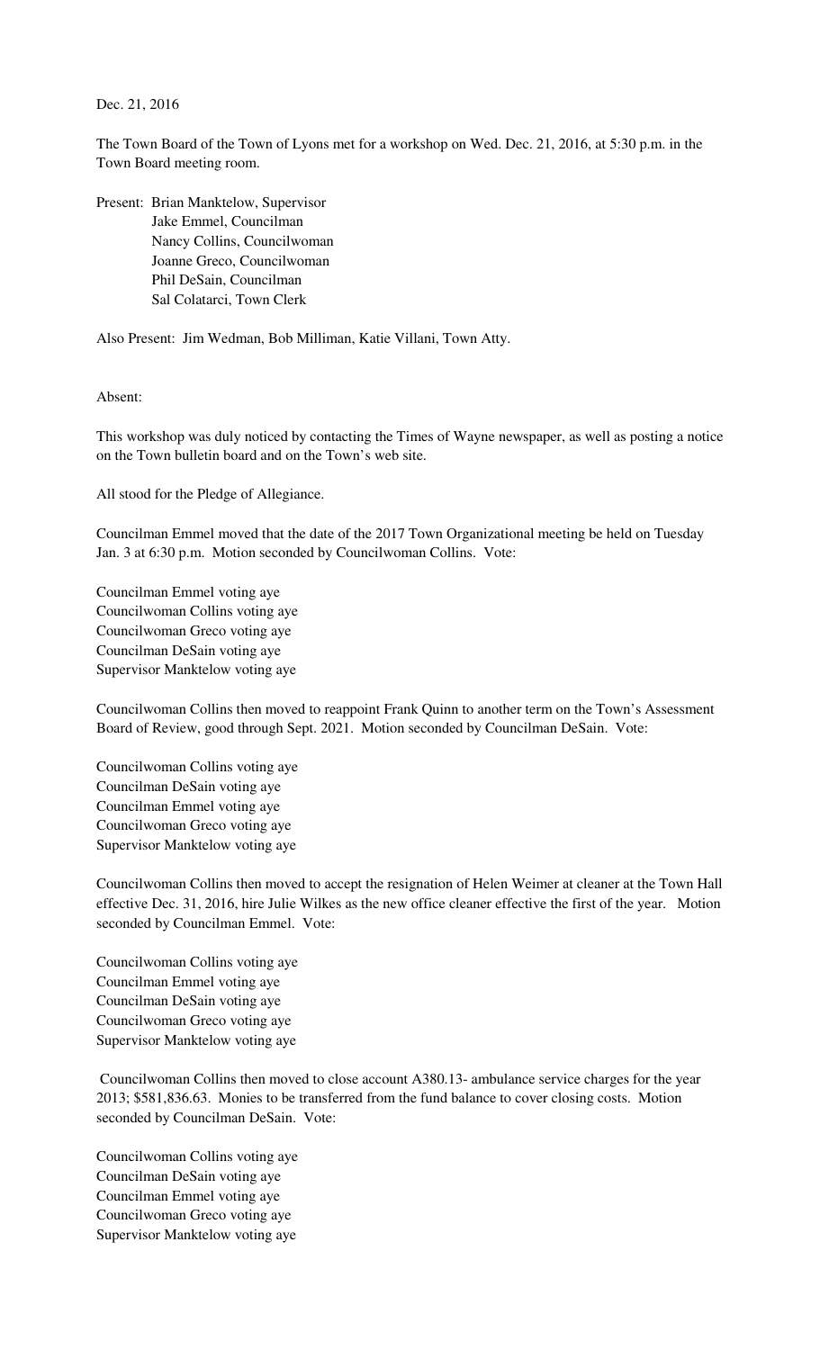Dec. 21, 2016

The Town Board of the Town of Lyons met for a workshop on Wed. Dec. 21, 2016, at 5:30 p.m. in the Town Board meeting room.

Present: Brian Manktelow, Supervisor
Jake Emmel, Councilman
Nancy Collins, Councilwoman
Joanne Greco, Councilwoman
Phil DeSain, Councilman
Sal Colatarci, Town Clerk

Also Present: Jim Wedman, Bob Milliman, Katie Villani, Town Atty.

Absent:

This workshop was duly noticed by contacting the Times of Wayne newspaper, as well as posting a notice on the Town bulletin board and on the Town's web site.

All stood for the Pledge of Allegiance.

Councilman Emmel moved that the date of the 2017 Town Organizational meeting be held on Tuesday Jan. 3 at 6:30 p.m. Motion seconded by Councilwoman Collins. Vote:

Councilman Emmel voting aye
Councilwoman Collins voting aye
Councilwoman Greco voting aye
Councilman DeSain voting aye
Supervisor Manktelow voting aye

Councilwoman Collins then moved to reappoint Frank Quinn to another term on the Town's Assessment Board of Review, good through Sept. 2021. Motion seconded by Councilman DeSain. Vote:

Councilwoman Collins voting aye
Councilman DeSain voting aye
Councilman Emmel voting aye
Councilwoman Greco voting aye
Supervisor Manktelow voting aye

Councilwoman Collins then moved to accept the resignation of Helen Weimer at cleaner at the Town Hall effective Dec. 31, 2016, hire Julie Wilkes as the new office cleaner effective the first of the year. Motion seconded by Councilman Emmel. Vote:

Councilwoman Collins voting aye
Councilman Emmel voting aye
Councilman DeSain voting aye
Councilwoman Greco voting aye
Supervisor Manktelow voting aye

Councilwoman Collins then moved to close account A380.13- ambulance service charges for the year 2013; $581,836.63. Monies to be transferred from the fund balance to cover closing costs. Motion seconded by Councilman DeSain. Vote:

Councilwoman Collins voting aye
Councilman DeSain voting aye
Councilman Emmel voting aye
Councilwoman Greco voting aye
Supervisor Manktelow voting aye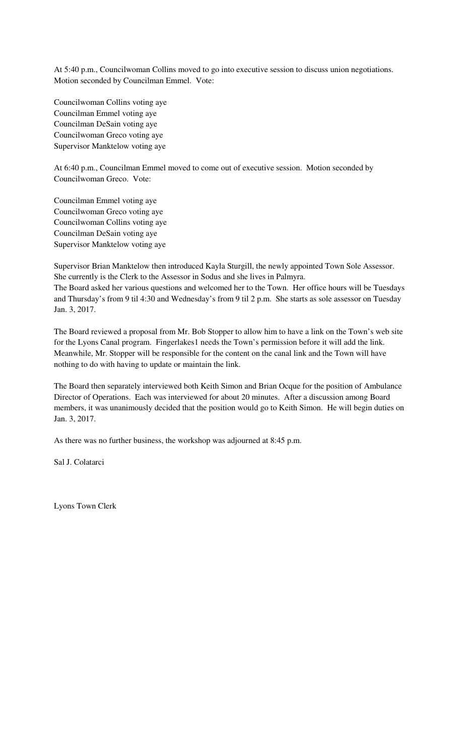At 5:40 p.m., Councilwoman Collins moved to go into executive session to discuss union negotiations. Motion seconded by Councilman Emmel. Vote:

Councilwoman Collins voting aye
Councilman Emmel voting aye
Councilman DeSain voting aye
Councilwoman Greco voting aye
Supervisor Manktelow voting aye

At 6:40 p.m., Councilman Emmel moved to come out of executive session. Motion seconded by Councilwoman Greco. Vote:

Councilman Emmel voting aye
Councilwoman Greco voting aye
Councilwoman Collins voting aye
Councilman DeSain voting aye
Supervisor Manktelow voting aye

Supervisor Brian Manktelow then introduced Kayla Sturgill, the newly appointed Town Sole Assessor. She currently is the Clerk to the Assessor in Sodus and she lives in Palmyra.
The Board asked her various questions and welcomed her to the Town. Her office hours will be Tuesdays and Thursday's from 9 til 4:30 and Wednesday's from 9 til 2 p.m. She starts as sole assessor on Tuesday Jan. 3, 2017.

The Board reviewed a proposal from Mr. Bob Stopper to allow him to have a link on the Town's web site for the Lyons Canal program. Fingerlakes1 needs the Town's permission before it will add the link. Meanwhile, Mr. Stopper will be responsible for the content on the canal link and the Town will have nothing to do with having to update or maintain the link.

The Board then separately interviewed both Keith Simon and Brian Ocque for the position of Ambulance Director of Operations. Each was interviewed for about 20 minutes. After a discussion among Board members, it was unanimously decided that the position would go to Keith Simon. He will begin duties on Jan. 3, 2017.

As there was no further business, the workshop was adjourned at 8:45 p.m.

Sal J. Colatarci

Lyons Town Clerk